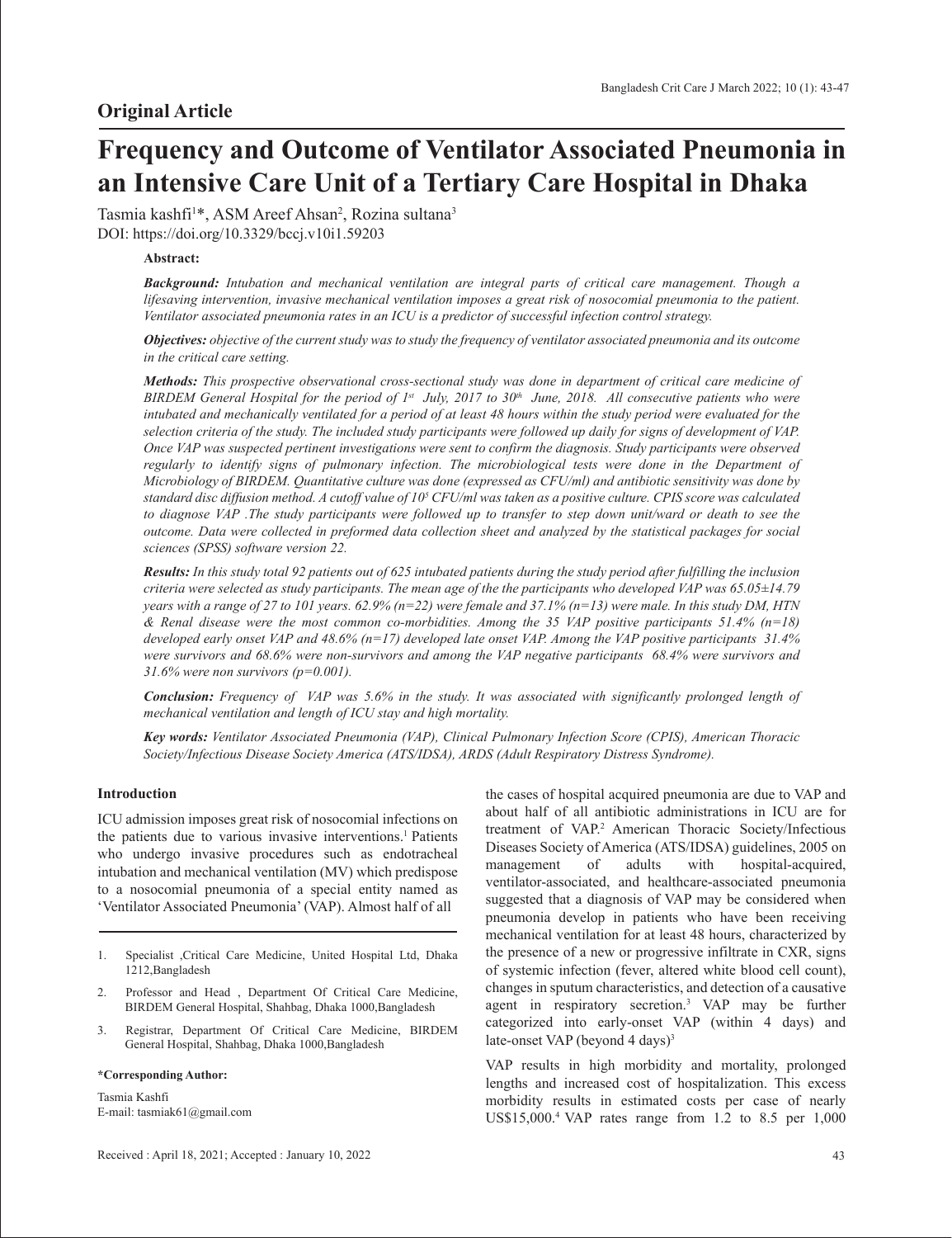## Original Article

# Frequency and Outcome of Ventilator Associated Pneumonia in an Intensive Care Unit of a Tertiary Care Hospital in Dhaka

Tasmia kashfi[1]*, ASM Areef Ahsan[2], Rozina sultana[3]

DOI: https://doi.org/10.3329/bccj.v10i1.59203

**Abstract:**

***Background:*** *Intubation and mechanical ventilation are integral parts of critical care management. Though a lifesaving intervention, invasive mechanical ventilation imposes a great risk of nosocomial pneumonia to the patient. Ventilator associated pneumonia rates in an ICU is a predictor of successful infection control strategy.*

***Objectives:*** *objective of the current study was to study the frequency of ventilator associated pneumonia and its outcome in the critical care setting.*

***Methods:*** *This prospective observational cross-sectional study was done in department of critical care medicine of BIRDEM General Hospital for the period of 1st July, 2017 to 30th June, 2018. All consecutive patients who were intubated and mechanically ventilated for a period of at least 48 hours within the study period were evaluated for the selection criteria of the study. The included study participants were followed up daily for signs of development of VAP. Once VAP was suspected pertinent investigations were sent to confirm the diagnosis. Study participants were observed regularly to identify signs of pulmonary infection. The microbiological tests were done in the Department of Microbiology of BIRDEM. Quantitative culture was done (expressed as CFU/ml) and antibiotic sensitivity was done by standard disc diffusion method. A cutoff value of $10^5$ CFU/ml was taken as a positive culture. CPIS score was calculated to diagnose VAP .The study participants were followed up to transfer to step down unit/ward or death to see the outcome. Data were collected in preformed data collection sheet and analyzed by the statistical packages for social sciences (SPSS) software version 22.*

***Results:*** *In this study total 92 patients out of 625 intubated patients during the study period after fulfilling the inclusion criteria were selected as study participants. The mean age of the the participants who developed VAP was 65.05±14.79 years with a range of 27 to 101 years. 62.9% (n=22) were female and 37.1% (n=13) were male. In this study DM, HTN & Renal disease were the most common co-morbidities. Among the 35 VAP positive participants 51.4% (n=18) developed early onset VAP and 48.6% (n=17) developed late onset VAP. Among the VAP positive participants 31.4% were survivors and 68.6% were non-survivors and among the VAP negative participants 68.4% were survivors and 31.6% were non survivors (p=0.001).*

***Conclusion:*** *Frequency of VAP was 5.6% in the study. It was associated with significantly prolonged length of mechanical ventilation and length of ICU stay and high mortality.*

***Key words:*** *Ventilator Associated Pneumonia (VAP), Clinical Pulmonary Infection Score (CPIS), American Thoracic Society/Infectious Disease Society America (ATS/IDSA), ARDS (Adult Respiratory Distress Syndrome).*

### Introduction

ICU admission imposes great risk of nosocomial infections on the patients due to various invasive interventions.[1] Patients who undergo invasive procedures such as endotracheal intubation and mechanical ventilation (MV) which predispose to a nosocomial pneumonia of a special entity named as 'Ventilator Associated Pneumonia' (VAP). Almost half of all the cases of hospital acquired pneumonia are due to VAP and about half of all antibiotic administrations in ICU are for treatment of VAP.[2] American Thoracic Society/Infectious Diseases Society of America (ATS/IDSA) guidelines, 2005 on management of adults with hospital-acquired, ventilator-associated, and healthcare-associated pneumonia suggested that a diagnosis of VAP may be considered when pneumonia develop in patients who have been receiving mechanical ventilation for at least 48 hours, characterized by the presence of a new or progressive infiltrate in CXR, signs of systemic infection (fever, altered white blood cell count), changes in sputum characteristics, and detection of a causative agent in respiratory secretion.[3] VAP may be further categorized into early-onset VAP (within 4 days) and late-onset VAP (beyond 4 days)[3]

VAP results in high morbidity and mortality, prolonged lengths and increased cost of hospitalization. This excess morbidity results in estimated costs per case of nearly US$15,000.[4] VAP rates range from 1.2 to 8.5 per 1,000

1. Specialist ,Critical Care Medicine, United Hospital Ltd, Dhaka 1212,Bangladesh
2. Professor and Head , Department Of Critical Care Medicine, BIRDEM General Hospital, Shahbag, Dhaka 1000,Bangladesh
3. Registrar, Department Of Critical Care Medicine, BIRDEM General Hospital, Shahbag, Dhaka 1000,Bangladesh

**\*Corresponding Author:**

Tasmia Kashfi
E-mail: tasmiak61@gmail.com

Received : April 18, 2021; Accepted : January 10, 2022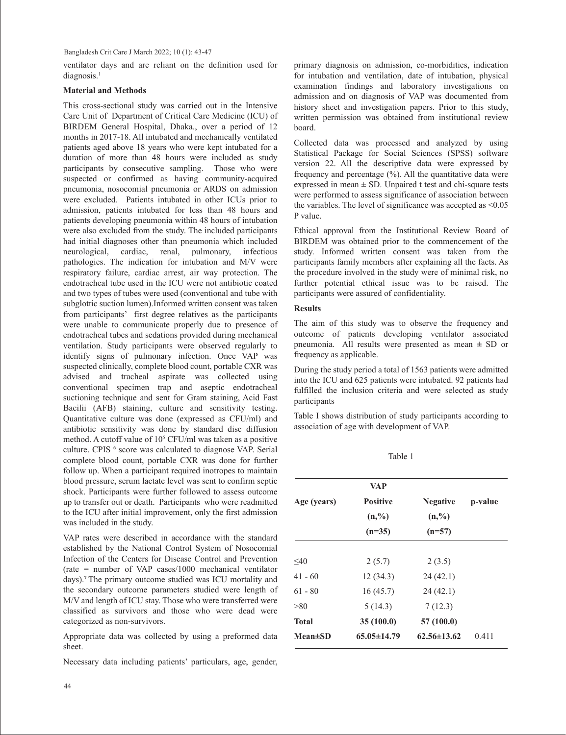ventilator days and are reliant on the definition used for diagnosis.[1]

## Material and Methods

This cross-sectional study was carried out in the Intensive Care Unit of Department of Critical Care Medicine (ICU) of BIRDEM General Hospital, Dhaka., over a period of 12 months in 2017-18. All intubated and mechanically ventilated patients aged above 18 years who were kept intubated for a duration of more than 48 hours were included as study participants by consecutive sampling. Those who were suspected or confirmed as having community-acquired pneumonia, nosocomial pneumonia or ARDS on admission were excluded. Patients intubated in other ICUs prior to admission, patients intubated for less than 48 hours and patients developing pneumonia within 48 hours of intubation were also excluded from the study. The included participants had initial diagnoses other than pneumonia which included neurological, cardiac, renal, pulmonary, infectious pathologies. The indication for intubation and M/V were respiratory failure, cardiac arrest, air way protection. The endotracheal tube used in the ICU were not antibiotic coated and two types of tubes were used (conventional and tube with subglottic suction lumen).Informed written consent was taken from participants' first degree relatives as the participants were unable to communicate properly due to presence of endotracheal tubes and sedations provided during mechanical ventilation. Study participants were observed regularly to identify signs of pulmonary infection. Once VAP was suspected clinically, complete blood count, portable CXR was advised and tracheal aspirate was collected using conventional specimen trap and aseptic endotracheal suctioning technique and sent for Gram staining, Acid Fast Bacilii (AFB) staining, culture and sensitivity testing. Quantitative culture was done (expressed as CFU/ml) and antibiotic sensitivity was done by standard disc diffusion method. A cutoff value of $10^5$ CFU/ml was taken as a positive culture. CPIS [6] score was calculated to diagnose VAP. Serial complete blood count, portable CXR was done for further follow up. When a participant required inotropes to maintain blood pressure, serum lactate level was sent to confirm septic shock. Participants were further followed to assess outcome up to transfer out or death. Participants who were readmitted to the ICU after initial improvement, only the first admission was included in the study.

VAP rates were described in accordance with the standard established by the National Control System of Nosocomial Infection of the Centers for Disease Control and Prevention (rate = number of VAP cases/1000 mechanical ventilator days).[7] The primary outcome studied was ICU mortality and the secondary outcome parameters studied were length of M/V and length of ICU stay. Those who were transferred were classified as survivors and those who were dead were categorized as non-survivors.

Appropriate data was collected by using a preformed data sheet.

Necessary data including patients' particulars, age, gender, primary diagnosis on admission, co-morbidities, indication for intubation and ventilation, date of intubation, physical examination findings and laboratory investigations on admission and on diagnosis of VAP was documented from history sheet and investigation papers. Prior to this study, written permission was obtained from institutional review board.

Collected data was processed and analyzed by using Statistical Package for Social Sciences (SPSS) software version 22. All the descriptive data were expressed by frequency and percentage (%). All the quantitative data were expressed in mean ± SD. Unpaired t test and chi-square tests were performed to assess significance of association between the variables. The level of significance was accepted as <0.05 P value.

Ethical approval from the Institutional Review Board of BIRDEM was obtained prior to the commencement of the study. Informed written consent was taken from the participants family members after explaining all the facts. As the procedure involved in the study were of minimal risk, no further potential ethical issue was to be raised. The participants were assured of confidentiality.

## Results

The aim of this study was to observe the frequency and outcome of patients developing ventilator associated pneumonia. All results were presented as mean ± SD or frequency as applicable.

During the study period a total of 1563 patients were admitted into the ICU and 625 patients were intubated. 92 patients had fulfilled the inclusion criteria and were selected as study participants

Table I shows distribution of study participants according to association of age with development of VAP.

Table 1

| Age (years) | VAP Positive (n,%) (n=35) | Negative (n,%) (n=57) | p-value |
|---|---|---|---|
| ≤40 | 2 (5.7) | 2 (3.5) | |
| 41 - 60 | 12 (34.3) | 24 (42.1) | |
| 61 - 80 | 16 (45.7) | 24 (42.1) | |
| >80 | 5 (14.3) | 7 (12.3) | |
| **Total** | **35 (100.0)** | **57 (100.0)** | |
| **Mean±SD** | **65.05±14.79** | **62.56±13.62** | 0.411 |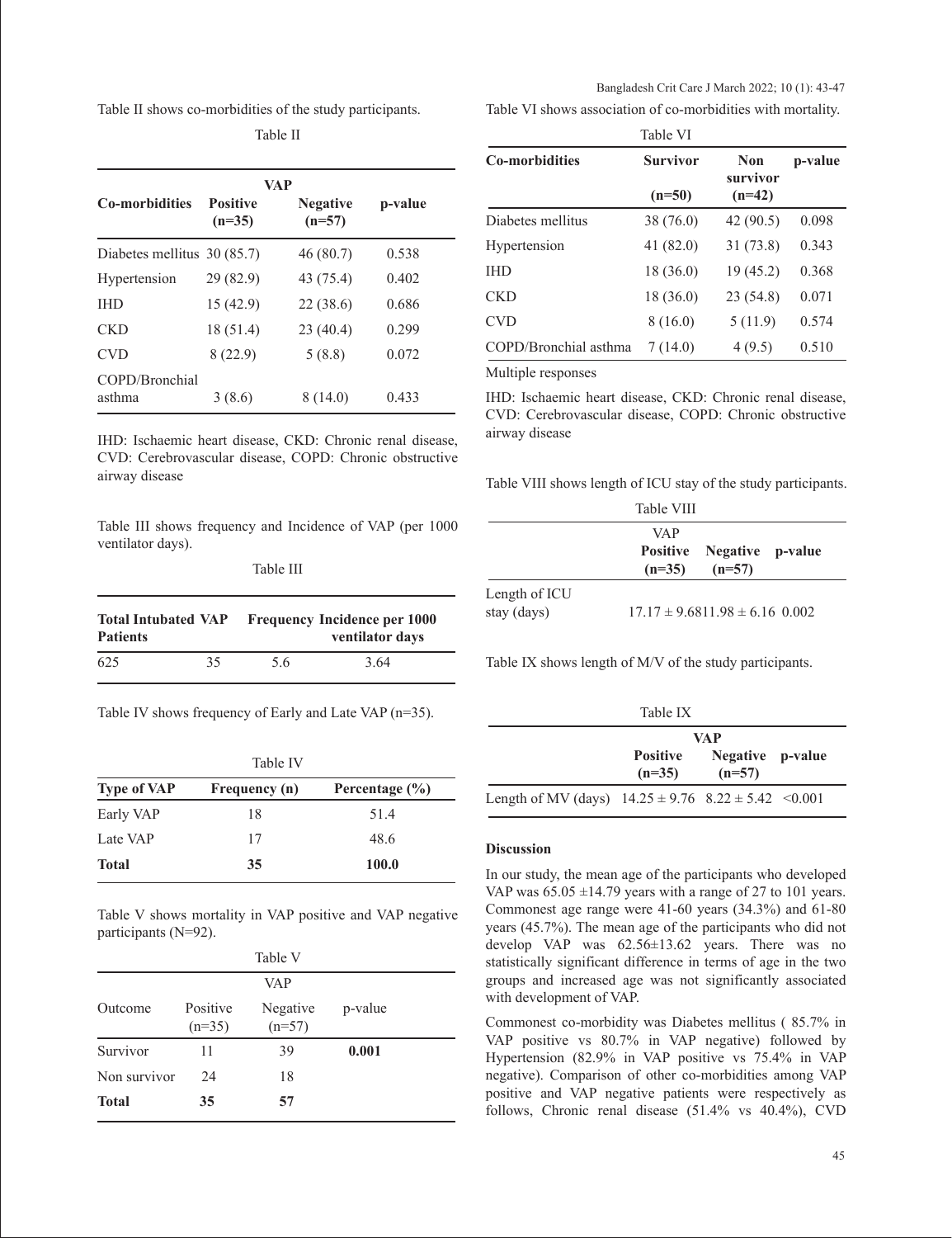Table II shows co-morbidities of the study participants.

Table II

| Co-morbidities | VAP Positive (n=35) | Negative (n=57) | p-value |
|---|---|---|---|
| Diabetes mellitus | 30 (85.7) | 46 (80.7) | 0.538 |
| Hypertension | 29 (82.9) | 43 (75.4) | 0.402 |
| IHD | 15 (42.9) | 22 (38.6) | 0.686 |
| CKD | 18 (51.4) | 23 (40.4) | 0.299 |
| CVD | 8 (22.9) | 5 (8.8) | 0.072 |
| COPD/Bronchial asthma | 3 (8.6) | 8 (14.0) | 0.433 |

IHD: Ischaemic heart disease, CKD: Chronic renal disease, CVD: Cerebrovascular disease, COPD: Chronic obstructive airway disease

Table III shows frequency and Incidence of VAP (per 1000 ventilator days).

Table III

| Total Intubated Patients | VAP | Frequency | Incidence per 1000 ventilator days |
|---|---|---|---|
| 625 | 35 | 5.6 | 3.64 |

Table IV shows frequency of Early and Late VAP (n=35).

Table IV

| Type of VAP | Frequency (n) | Percentage (%) |
|---|---|---|
| Early VAP | 18 | 51.4 |
| Late VAP | 17 | 48.6 |
| **Total** | **35** | **100.0** |

Table V shows mortality in VAP positive and VAP negative participants (N=92).

Table V

| Outcome | VAP Positive (n=35) | Negative (n=57) | p-value |
|---|---|---|---|
| Survivor | 11 | 39 | **0.001** |
| Non survivor | 24 | 18 | |
| **Total** | **35** | **57** | |

Table VI shows association of co-morbidities with mortality.

Table VI

| Co-morbidities | Survivor (n=50) | Non survivor (n=42) | p-value |
|---|---|---|---|
| Diabetes mellitus | 38 (76.0) | 42 (90.5) | 0.098 |
| Hypertension | 41 (82.0) | 31 (73.8) | 0.343 |
| IHD | 18 (36.0) | 19 (45.2) | 0.368 |
| CKD | 18 (36.0) | 23 (54.8) | 0.071 |
| CVD | 8 (16.0) | 5 (11.9) | 0.574 |
| COPD/Bronchial asthma | 7 (14.0) | 4 (9.5) | 0.510 |

Multiple responses

IHD: Ischaemic heart disease, CKD: Chronic renal disease, CVD: Cerebrovascular disease, COPD: Chronic obstructive airway disease

Table VIII shows length of ICU stay of the study participants.

Table VIII

| | VAP Positive (n=35) | Negative (n=57) | p-value |
|---|---|---|---|
| Length of ICU stay (days) | 17.17 ± 9.68 | 11.98 ± 6.16 | 0.002 |

Table IX shows length of M/V of the study participants.

Table IX

| | VAP Positive (n=35) | Negative (n=57) | p-value |
|---|---|---|---|
| Length of MV (days) | 14.25 ± 9.76 | 8.22 ± 5.42 | <0.001 |

## Discussion

In our study, the mean age of the participants who developed VAP was 65.05 ±14.79 years with a range of 27 to 101 years. Commonest age range were 41-60 years (34.3%) and 61-80 years (45.7%). The mean age of the participants who did not develop VAP was 62.56±13.62 years. There was no statistically significant difference in terms of age in the two groups and increased age was not significantly associated with development of VAP.

Commonest co-morbidity was Diabetes mellitus ( 85.7% in VAP positive vs 80.7% in VAP negative) followed by Hypertension (82.9% in VAP positive vs 75.4% in VAP negative). Comparison of other co-morbidities among VAP positive and VAP negative patients were respectively as follows, Chronic renal disease (51.4% vs 40.4%), CVD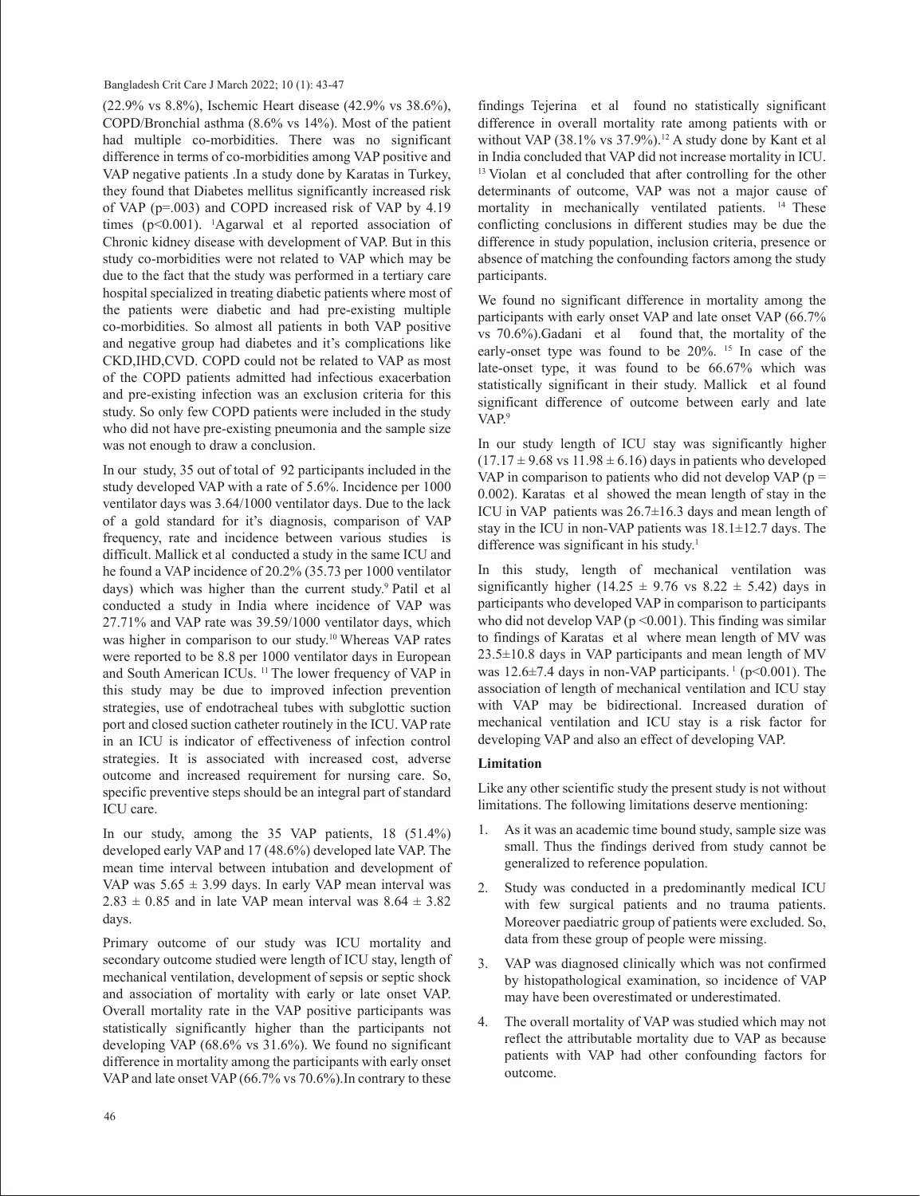(22.9% vs 8.8%), Ischemic Heart disease (42.9% vs 38.6%), COPD/Bronchial asthma (8.6% vs 14%). Most of the patient had multiple co-morbidities. There was no significant difference in terms of co-morbidities among VAP positive and VAP negative patients .In a study done by Karatas in Turkey, they found that Diabetes mellitus significantly increased risk of VAP (p=.003) and COPD increased risk of VAP by 4.19 times (p<0.001). [1]Agarwal et al reported association of Chronic kidney disease with development of VAP. But in this study co-morbidities were not related to VAP which may be due to the fact that the study was performed in a tertiary care hospital specialized in treating diabetic patients where most of the patients were diabetic and had pre-existing multiple co-morbidities. So almost all patients in both VAP positive and negative group had diabetes and it's complications like CKD,IHD,CVD. COPD could not be related to VAP as most of the COPD patients admitted had infectious exacerbation and pre-existing infection was an exclusion criteria for this study. So only few COPD patients were included in the study who did not have pre-existing pneumonia and the sample size was not enough to draw a conclusion.

In our study, 35 out of total of 92 participants included in the study developed VAP with a rate of 5.6%. Incidence per 1000 ventilator days was 3.64/1000 ventilator days. Due to the lack of a gold standard for it's diagnosis, comparison of VAP frequency, rate and incidence between various studies is difficult. Mallick et al conducted a study in the same ICU and he found a VAP incidence of 20.2% (35.73 per 1000 ventilator days) which was higher than the current study.[9] Patil et al conducted a study in India where incidence of VAP was 27.71% and VAP rate was 39.59/1000 ventilator days, which was higher in comparison to our study.[10] Whereas VAP rates were reported to be 8.8 per 1000 ventilator days in European and South American ICUs. [11] The lower frequency of VAP in this study may be due to improved infection prevention strategies, use of endotracheal tubes with subglottic suction port and closed suction catheter routinely in the ICU. VAP rate in an ICU is indicator of effectiveness of infection control strategies. It is associated with increased cost, adverse outcome and increased requirement for nursing care. So, specific preventive steps should be an integral part of standard ICU care.

In our study, among the 35 VAP patients, 18 (51.4%) developed early VAP and 17 (48.6%) developed late VAP. The mean time interval between intubation and development of VAP was $5.65 \pm 3.99$ days. In early VAP mean interval was $2.83 \pm 0.85$ and in late VAP mean interval was $8.64 \pm 3.82$ days.

Primary outcome of our study was ICU mortality and secondary outcome studied were length of ICU stay, length of mechanical ventilation, development of sepsis or septic shock and association of mortality with early or late onset VAP. Overall mortality rate in the VAP positive participants was statistically significantly higher than the participants not developing VAP (68.6% vs 31.6%). We found no significant difference in mortality among the participants with early onset VAP and late onset VAP (66.7% vs 70.6%).In contrary to these findings Tejerina et al found no statistically significant difference in overall mortality rate among patients with or without VAP (38.1% vs 37.9%).[12] A study done by Kant et al in India concluded that VAP did not increase mortality in ICU. [13] Violan et al concluded that after controlling for the other determinants of outcome, VAP was not a major cause of mortality in mechanically ventilated patients. [14] These conflicting conclusions in different studies may be due the difference in study population, inclusion criteria, presence or absence of matching the confounding factors among the study participants.

We found no significant difference in mortality among the participants with early onset VAP and late onset VAP (66.7% vs 70.6%).Gadani et al found that, the mortality of the early-onset type was found to be 20%. [15] In case of the late-onset type, it was found to be 66.67% which was statistically significant in their study. Mallick et al found significant difference of outcome between early and late VAP.[9]

In our study length of ICU stay was significantly higher ($17.17 \pm 9.68$ vs $11.98 \pm 6.16$) days in patients who developed VAP in comparison to patients who did not develop VAP (p = 0.002). Karatas et al showed the mean length of stay in the ICU in VAP patients was $26.7 \pm 16.3$ days and mean length of stay in the ICU in non-VAP patients was $18.1 \pm 12.7$ days. The difference was significant in his study.[1]

In this study, length of mechanical ventilation was significantly higher ($14.25 \pm 9.76$ vs $8.22 \pm 5.42$) days in participants who developed VAP in comparison to participants who did not develop VAP (p <0.001). This finding was similar to findings of Karatas et al where mean length of MV was $23.5 \pm 10.8$ days in VAP participants and mean length of MV was $12.6 \pm 7.4$ days in non-VAP participants. [1] (p<0.001). The association of length of mechanical ventilation and ICU stay with VAP may be bidirectional. Increased duration of mechanical ventilation and ICU stay is a risk factor for developing VAP and also an effect of developing VAP.

**Limitation**

Like any other scientific study the present study is not without limitations. The following limitations deserve mentioning:

1. As it was an academic time bound study, sample size was small. Thus the findings derived from study cannot be generalized to reference population.
2. Study was conducted in a predominantly medical ICU with few surgical patients and no trauma patients. Moreover paediatric group of patients were excluded. So, data from these group of people were missing.
3. VAP was diagnosed clinically which was not confirmed by histopathological examination, so incidence of VAP may have been overestimated or underestimated.
4. The overall mortality of VAP was studied which may not reflect the attributable mortality due to VAP as because patients with VAP had other confounding factors for outcome.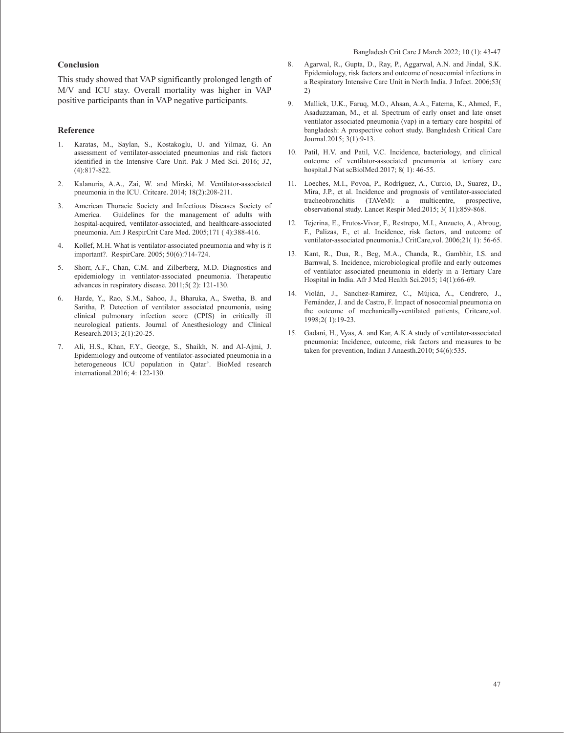## Conclusion

This study showed that VAP significantly prolonged length of M/V and ICU stay. Overall mortality was higher in VAP positive participants than in VAP negative participants.

## Reference

1. Karatas, M., Saylan, S., Kostakoglu, U. and Yilmaz, G. An assessment of ventilator-associated pneumonias and risk factors identified in the Intensive Care Unit. Pak J Med Sci. 2016; *32*, (4):817-822.
2. Kalanuria, A.A., Zai, W. and Mirski, M. Ventilator-associated pneumonia in the ICU. Critcare. 2014; 18(2):208-211.
3. American Thoracic Society and Infectious Diseases Society of America. Guidelines for the management of adults with hospital-acquired, ventilator-associated, and healthcare-associated pneumonia. Am J RespirCrit Care Med. 2005;171 ( 4):388-416.
4. Kollef, M.H. What is ventilator-associated pneumonia and why is it important?. RespirCare. 2005; 50(6):714-724.
5. Shorr, A.F., Chan, C.M. and Zilberberg, M.D. Diagnostics and epidemiology in ventilator-associated pneumonia. Therapeutic advances in respiratory disease. 2011;5( 2): 121-130.
6. Harde, Y., Rao, S.M., Sahoo, J., Bharuka, A., Swetha, B. and Saritha, P. Detection of ventilator associated pneumonia, using clinical pulmonary infection score (CPIS) in critically ill neurological patients. Journal of Anesthesiology and Clinical Research.2013; 2(1):20-25.
7. Ali, H.S., Khan, F.Y., George, S., Shaikh, N. and Al-Ajmi, J. Epidemiology and outcome of ventilator-associated pneumonia in a heterogeneous ICU population in Qatar'. BioMed research international.2016; 4: 122-130.
8. Agarwal, R., Gupta, D., Ray, P., Aggarwal, A.N. and Jindal, S.K. Epidemiology, risk factors and outcome of nosocomial infections in a Respiratory Intensive Care Unit in North India. J Infect. 2006;53( 2)
9. Mallick, U.K., Faruq, M.O., Ahsan, A.A., Fatema, K., Ahmed, F., Asaduzzaman, M., et al. Spectrum of early onset and late onset ventilator associated pneumonia (vap) in a tertiary care hospital of bangladesh: A prospective cohort study. Bangladesh Critical Care Journal.2015; 3(1):9-13.
10. Patil, H.V. and Patil, V.C. Incidence, bacteriology, and clinical outcome of ventilator-associated pneumonia at tertiary care hospital.J Nat scBiolMed.2017; 8( 1): 46-55.
11. Loeches, M.I., Povoa, P., Rodríguez, A., Curcio, D., Suarez, D., Mira, J.P., et al. Incidence and prognosis of ventilator-associated tracheobronchitis (TAVeM): a multicentre, prospective, observational study. Lancet Respir Med.2015; 3( 11):859-868.
12. Tejerina, E., Frutos-Vivar, F., Restrepo, M.I., Anzueto, A., Abroug, F., Palizas, F., et al. Incidence, risk factors, and outcome of ventilator-associated pneumonia.J CritCare,vol. 2006;21( 1): 56-65.
13. Kant, R., Dua, R., Beg, M.A., Chanda, R., Gambhir, I.S. and Barnwal, S. Incidence, microbiological profile and early outcomes of ventilator associated pneumonia in elderly in a Tertiary Care Hospital in India. Afr J Med Health Sci.2015; 14(1):66-69.
14. Violán, J., Sanchez-Ramirez, C., Mújica, A., Cendrero, J., Fernández, J. and de Castro, F. Impact of nosocomial pneumonia on the outcome of mechanically-ventilated patients, Critcare,vol. 1998;2( 1):19-23.
15. Gadani, H., Vyas, A. and Kar, A.K.A study of ventilator-associated pneumonia: Incidence, outcome, risk factors and measures to be taken for prevention, Indian J Anaesth.2010; 54(6):535.